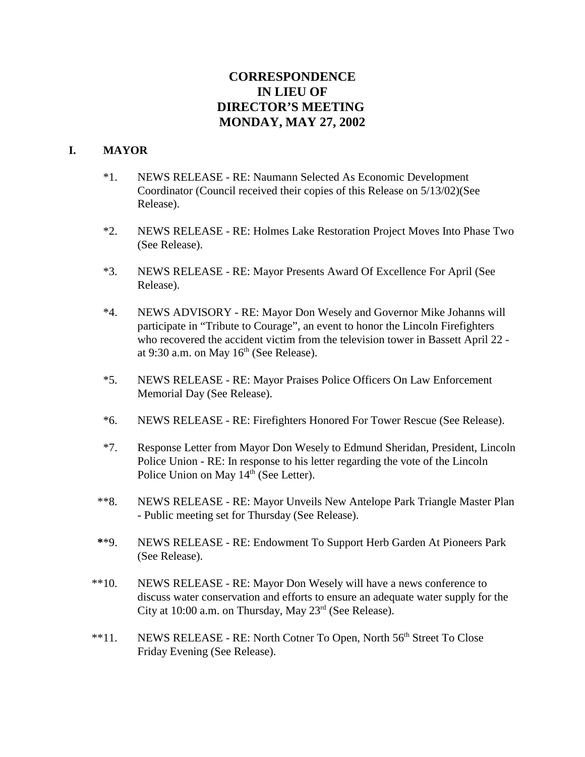# CORRESPONDENCE
# IN LIEU OF
# DIRECTOR'S MEETING
# MONDAY, MAY 27, 2002

## I. MAYOR

*1. NEWS RELEASE - RE: Naumann Selected As Economic Development Coordinator (Council received their copies of this Release on 5/13/02)(See Release).

*2. NEWS RELEASE - RE: Holmes Lake Restoration Project Moves Into Phase Two (See Release).

*3. NEWS RELEASE - RE: Mayor Presents Award Of Excellence For April (See Release).

*4. NEWS ADVISORY - RE: Mayor Don Wesely and Governor Mike Johanns will participate in "Tribute to Courage", an event to honor the Lincoln Firefighters who recovered the accident victim from the television tower in Bassett April 22 - at 9:30 a.m. on May 16th (See Release).

*5. NEWS RELEASE - RE: Mayor Praises Police Officers On Law Enforcement Memorial Day (See Release).

*6. NEWS RELEASE - RE: Firefighters Honored For Tower Rescue (See Release).

*7. Response Letter from Mayor Don Wesely to Edmund Sheridan, President, Lincoln Police Union - RE: In response to his letter regarding the vote of the Lincoln Police Union on May 14th (See Letter).

**8. NEWS RELEASE - RE: Mayor Unveils New Antelope Park Triangle Master Plan - Public meeting set for Thursday (See Release).

**9. NEWS RELEASE - RE: Endowment To Support Herb Garden At Pioneers Park (See Release).

**10. NEWS RELEASE - RE: Mayor Don Wesely will have a news conference to discuss water conservation and efforts to ensure an adequate water supply for the City at 10:00 a.m. on Thursday, May 23rd (See Release).

**11. NEWS RELEASE - RE: North Cotner To Open, North 56th Street To Close Friday Evening (See Release).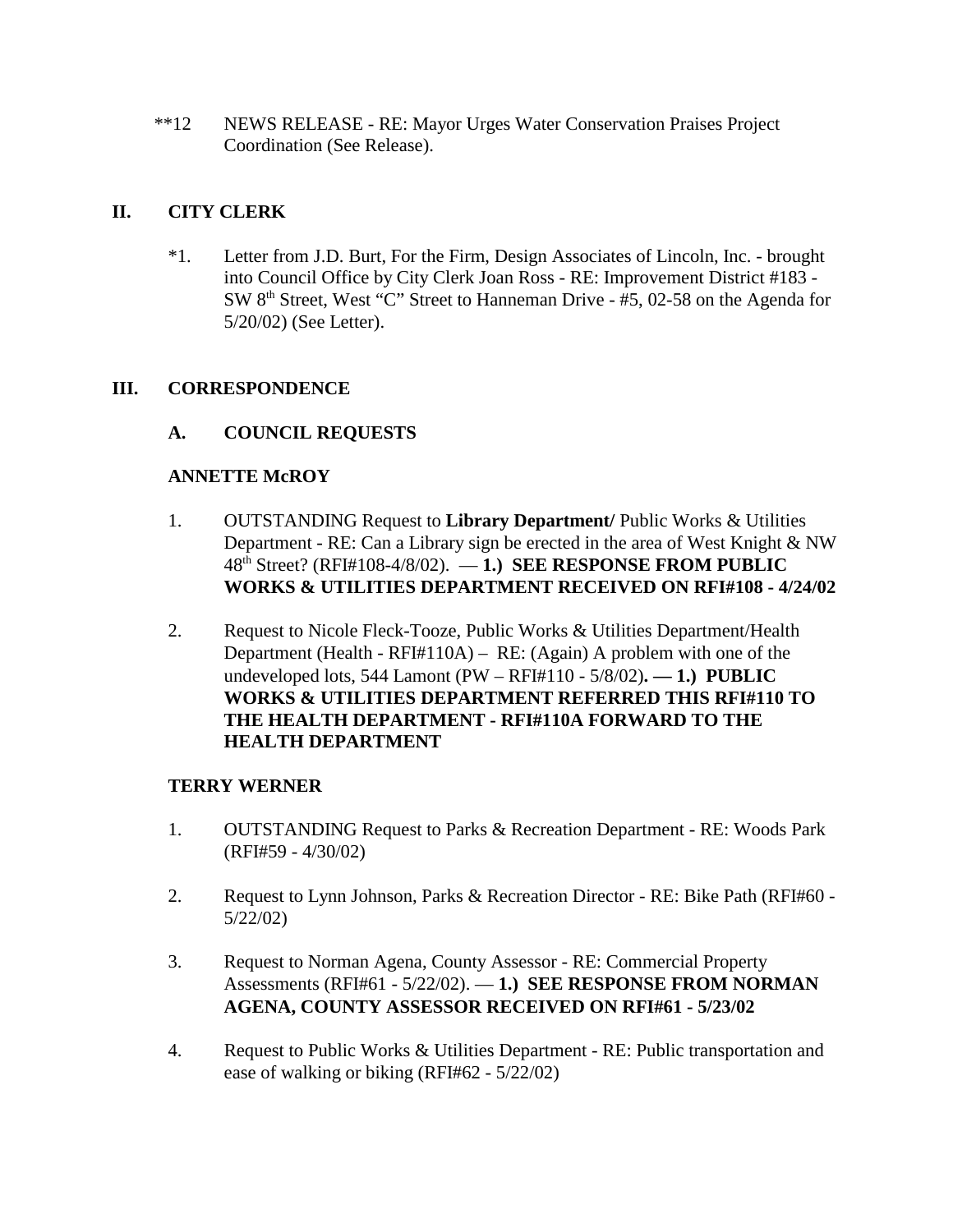**12 NEWS RELEASE - RE: Mayor Urges Water Conservation Praises Project Coordination (See Release).

## II. CITY CLERK

*1. Letter from J.D. Burt, For the Firm, Design Associates of Lincoln, Inc. - brought into Council Office by City Clerk Joan Ross - RE: Improvement District #183 - SW 8th Street, West "C" Street to Hanneman Drive - #5, 02-58 on the Agenda for 5/20/02) (See Letter).

## III. CORRESPONDENCE

### A. COUNCIL REQUESTS

**ANNETTE McROY**

1. OUTSTANDING Request to **Library Department/** Public Works & Utilities Department - RE: Can a Library sign be erected in the area of West Knight & NW 48th Street? (RFI#108-4/8/02). — **1.) SEE RESPONSE FROM PUBLIC WORKS & UTILITIES DEPARTMENT RECEIVED ON RFI#108 - 4/24/02**

2. Request to Nicole Fleck-Tooze, Public Works & Utilities Department/Health Department (Health - RFI#110A) – RE: (Again) A problem with one of the undeveloped lots, 544 Lamont (PW – RFI#110 - 5/8/02)**. — 1.) PUBLIC WORKS & UTILITIES DEPARTMENT REFERRED THIS RFI#110 TO THE HEALTH DEPARTMENT - RFI#110A FORWARD TO THE HEALTH DEPARTMENT**

**TERRY WERNER**

1. OUTSTANDING Request to Parks & Recreation Department - RE: Woods Park (RFI#59 - 4/30/02)

2. Request to Lynn Johnson, Parks & Recreation Director - RE: Bike Path (RFI#60 - 5/22/02)

3. Request to Norman Agena, County Assessor - RE: Commercial Property Assessments (RFI#61 - 5/22/02). — **1.) SEE RESPONSE FROM NORMAN AGENA, COUNTY ASSESSOR RECEIVED ON RFI#61 - 5/23/02**

4. Request to Public Works & Utilities Department - RE: Public transportation and ease of walking or biking (RFI#62 - 5/22/02)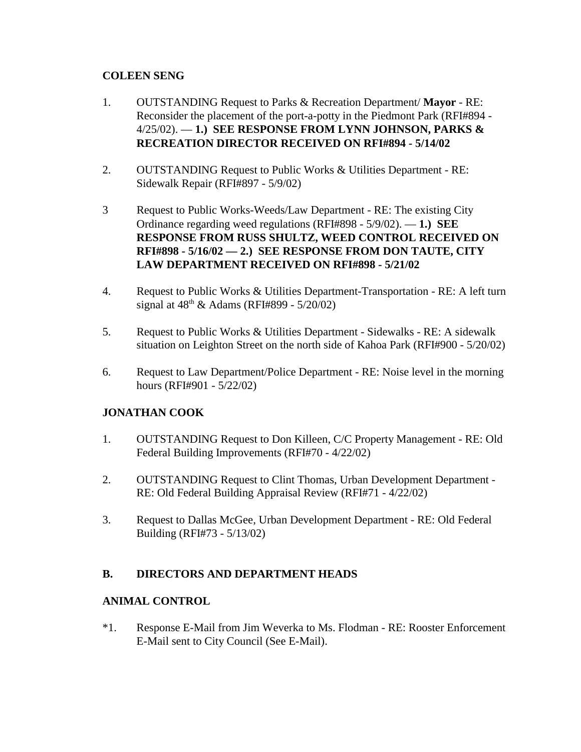**COLEEN SENG**

1. OUTSTANDING Request to Parks & Recreation Department/ **Mayor** - RE: Reconsider the placement of the port-a-potty in the Piedmont Park (RFI#894 - 4/25/02). — **1.) SEE RESPONSE FROM LYNN JOHNSON, PARKS & RECREATION DIRECTOR RECEIVED ON RFI#894 - 5/14/02**

2. OUTSTANDING Request to Public Works & Utilities Department - RE: Sidewalk Repair (RFI#897 - 5/9/02)

3 Request to Public Works-Weeds/Law Department - RE: The existing City Ordinance regarding weed regulations (RFI#898 - 5/9/02). — **1.) SEE RESPONSE FROM RUSS SHULTZ, WEED CONTROL RECEIVED ON RFI#898 - 5/16/02 — 2.) SEE RESPONSE FROM DON TAUTE, CITY LAW DEPARTMENT RECEIVED ON RFI#898 - 5/21/02**

4. Request to Public Works & Utilities Department-Transportation - RE: A left turn signal at 48th & Adams (RFI#899 - 5/20/02)

5. Request to Public Works & Utilities Department - Sidewalks - RE: A sidewalk situation on Leighton Street on the north side of Kahoa Park (RFI#900 - 5/20/02)

6. Request to Law Department/Police Department - RE: Noise level in the morning hours (RFI#901 - 5/22/02)

**JONATHAN COOK**

1. OUTSTANDING Request to Don Killeen, C/C Property Management - RE: Old Federal Building Improvements (RFI#70 - 4/22/02)

2. OUTSTANDING Request to Clint Thomas, Urban Development Department - RE: Old Federal Building Appraisal Review (RFI#71 - 4/22/02)

3. Request to Dallas McGee, Urban Development Department - RE: Old Federal Building (RFI#73 - 5/13/02)

## B. DIRECTORS AND DEPARTMENT HEADS

**ANIMAL CONTROL**

*1. Response E-Mail from Jim Weverka to Ms. Flodman - RE: Rooster Enforcement E-Mail sent to City Council (See E-Mail).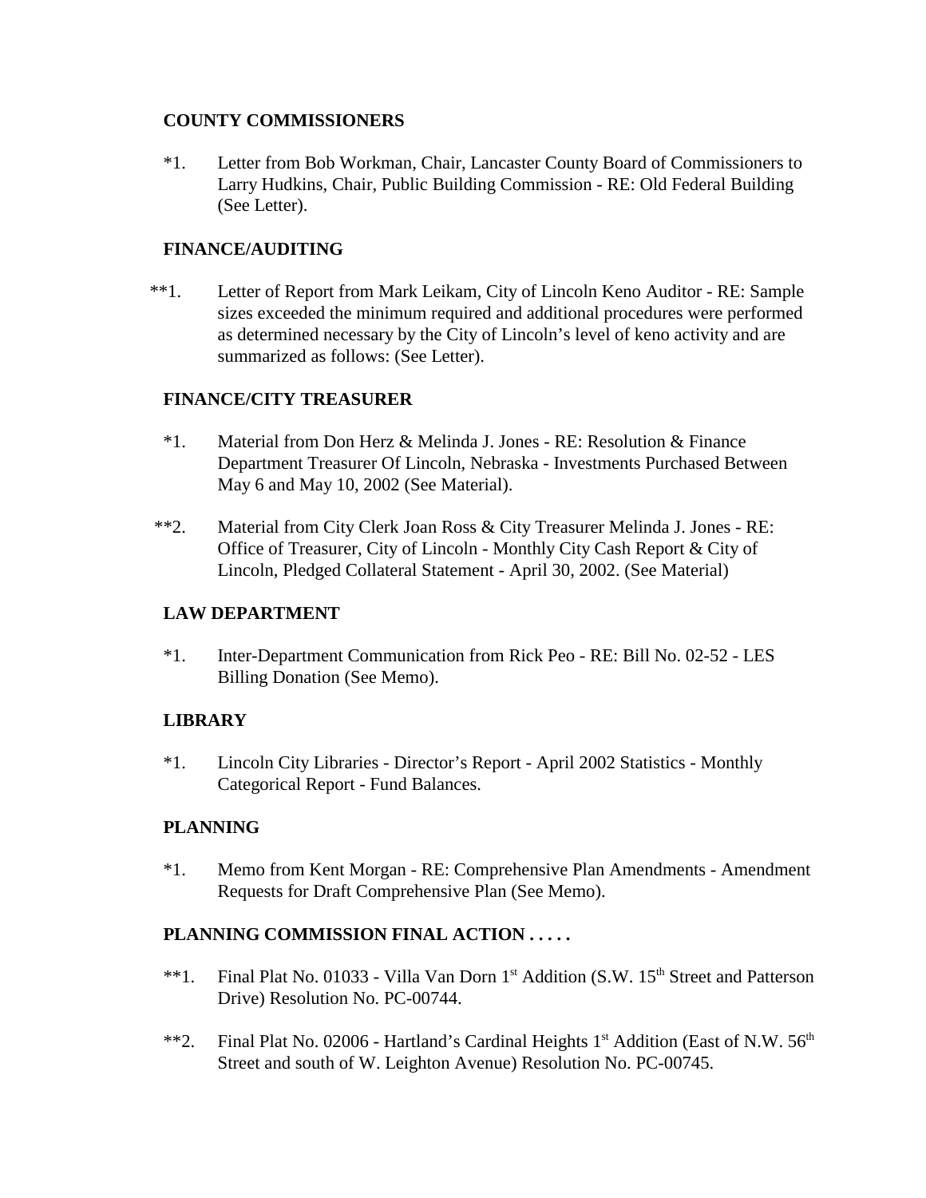**COUNTY COMMISSIONERS**

*1. Letter from Bob Workman, Chair, Lancaster County Board of Commissioners to Larry Hudkins, Chair, Public Building Commission - RE: Old Federal Building (See Letter).

**FINANCE/AUDITING**

**1. Letter of Report from Mark Leikam, City of Lincoln Keno Auditor - RE: Sample sizes exceeded the minimum required and additional procedures were performed as determined necessary by the City of Lincoln's level of keno activity and are summarized as follows: (See Letter).

**FINANCE/CITY TREASURER**

*1. Material from Don Herz & Melinda J. Jones - RE: Resolution & Finance Department Treasurer Of Lincoln, Nebraska - Investments Purchased Between May 6 and May 10, 2002 (See Material).

**2. Material from City Clerk Joan Ross & City Treasurer Melinda J. Jones - RE: Office of Treasurer, City of Lincoln - Monthly City Cash Report & City of Lincoln, Pledged Collateral Statement - April 30, 2002. (See Material)

**LAW DEPARTMENT**

*1. Inter-Department Communication from Rick Peo - RE: Bill No. 02-52 - LES Billing Donation (See Memo).

**LIBRARY**

*1. Lincoln City Libraries - Director's Report - April 2002 Statistics - Monthly Categorical Report - Fund Balances.

**PLANNING**

*1. Memo from Kent Morgan - RE: Comprehensive Plan Amendments - Amendment Requests for Draft Comprehensive Plan (See Memo).

**PLANNING COMMISSION FINAL ACTION . . . . .**

**1. Final Plat No. 01033 - Villa Van Dorn 1st Addition (S.W. 15th Street and Patterson Drive) Resolution No. PC-00744.

**2. Final Plat No. 02006 - Hartland's Cardinal Heights 1st Addition (East of N.W. 56th Street and south of W. Leighton Avenue) Resolution No. PC-00745.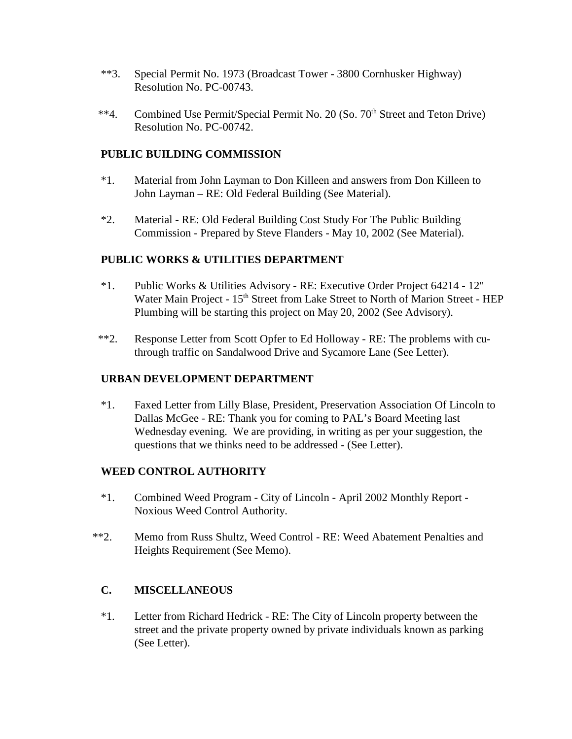**3. Special Permit No. 1973 (Broadcast Tower - 3800 Cornhusker Highway) Resolution No. PC-00743.

**4. Combined Use Permit/Special Permit No. 20 (So. 70th Street and Teton Drive) Resolution No. PC-00742.

**PUBLIC BUILDING COMMISSION**

*1. Material from John Layman to Don Killeen and answers from Don Killeen to John Layman – RE: Old Federal Building (See Material).

*2. Material - RE: Old Federal Building Cost Study For The Public Building Commission - Prepared by Steve Flanders - May 10, 2002 (See Material).

**PUBLIC WORKS & UTILITIES DEPARTMENT**

*1. Public Works & Utilities Advisory - RE: Executive Order Project 64214 - 12" Water Main Project - 15th Street from Lake Street to North of Marion Street - HEP Plumbing will be starting this project on May 20, 2002 (See Advisory).

**2. Response Letter from Scott Opfer to Ed Holloway - RE: The problems with cu-through traffic on Sandalwood Drive and Sycamore Lane (See Letter).

**URBAN DEVELOPMENT DEPARTMENT**

*1. Faxed Letter from Lilly Blase, President, Preservation Association Of Lincoln to Dallas McGee - RE: Thank you for coming to PAL's Board Meeting last Wednesday evening. We are providing, in writing as per your suggestion, the questions that we thinks need to be addressed - (See Letter).

**WEED CONTROL AUTHORITY**

*1. Combined Weed Program - City of Lincoln - April 2002 Monthly Report - Noxious Weed Control Authority.

**2. Memo from Russ Shultz, Weed Control - RE: Weed Abatement Penalties and Heights Requirement (See Memo).

**C. MISCELLANEOUS**

*1. Letter from Richard Hedrick - RE: The City of Lincoln property between the street and the private property owned by private individuals known as parking (See Letter).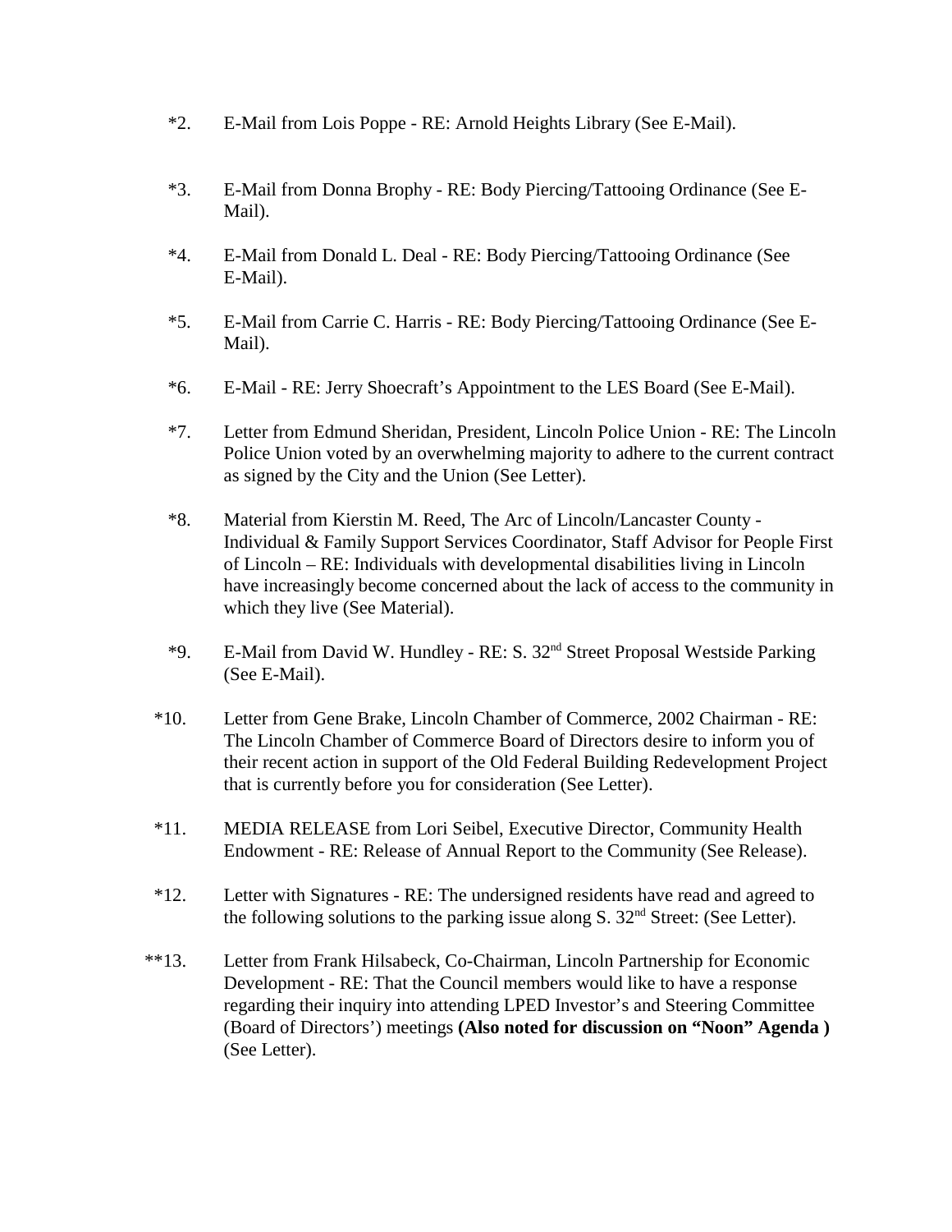*2. E-Mail from Lois Poppe - RE: Arnold Heights Library (See E-Mail).

*3. E-Mail from Donna Brophy - RE: Body Piercing/Tattooing Ordinance (See E-Mail).

*4. E-Mail from Donald L. Deal - RE: Body Piercing/Tattooing Ordinance (See E-Mail).

*5. E-Mail from Carrie C. Harris - RE: Body Piercing/Tattooing Ordinance (See E-Mail).

*6. E-Mail - RE: Jerry Shoecraft's Appointment to the LES Board (See E-Mail).

*7. Letter from Edmund Sheridan, President, Lincoln Police Union - RE: The Lincoln Police Union voted by an overwhelming majority to adhere to the current contract as signed by the City and the Union (See Letter).

*8. Material from Kierstin M. Reed, The Arc of Lincoln/Lancaster County - Individual & Family Support Services Coordinator, Staff Advisor for People First of Lincoln – RE: Individuals with developmental disabilities living in Lincoln have increasingly become concerned about the lack of access to the community in which they live (See Material).

*9. E-Mail from David W. Hundley - RE: S. 32nd Street Proposal Westside Parking (See E-Mail).

*10. Letter from Gene Brake, Lincoln Chamber of Commerce, 2002 Chairman - RE: The Lincoln Chamber of Commerce Board of Directors desire to inform you of their recent action in support of the Old Federal Building Redevelopment Project that is currently before you for consideration (See Letter).

*11. MEDIA RELEASE from Lori Seibel, Executive Director, Community Health Endowment - RE: Release of Annual Report to the Community (See Release).

*12. Letter with Signatures - RE: The undersigned residents have read and agreed to the following solutions to the parking issue along S. 32nd Street: (See Letter).

**13. Letter from Frank Hilsabeck, Co-Chairman, Lincoln Partnership for Economic Development - RE: That the Council members would like to have a response regarding their inquiry into attending LPED Investor's and Steering Committee (Board of Directors') meetings **(Also noted for discussion on "Noon" Agenda )** (See Letter).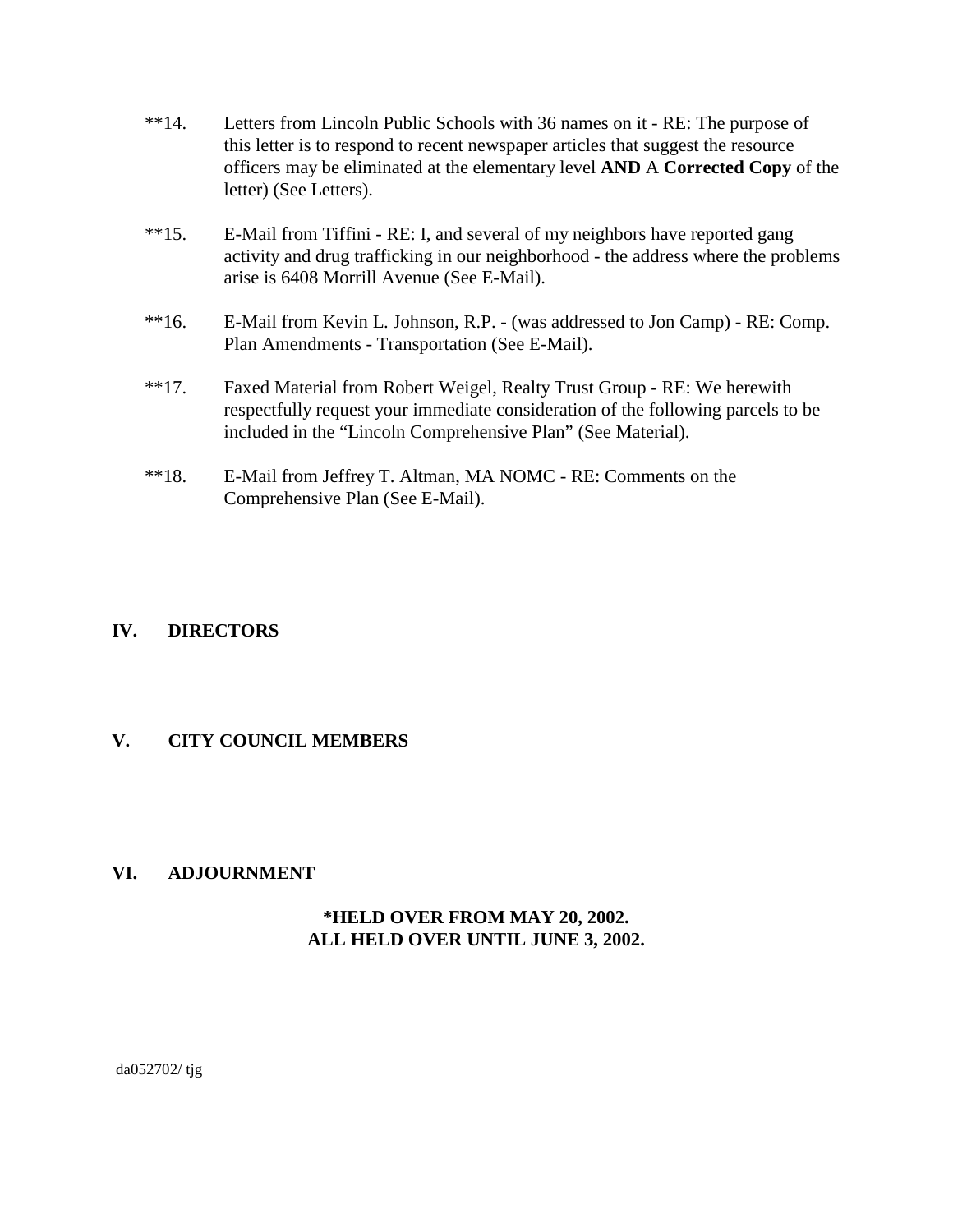**14. Letters from Lincoln Public Schools with 36 names on it - RE: The purpose of this letter is to respond to recent newspaper articles that suggest the resource officers may be eliminated at the elementary level **AND** A **Corrected Copy** of the letter) (See Letters).

**15. E-Mail from Tiffini - RE: I, and several of my neighbors have reported gang activity and drug trafficking in our neighborhood - the address where the problems arise is 6408 Morrill Avenue (See E-Mail).

**16. E-Mail from Kevin L. Johnson, R.P. - (was addressed to Jon Camp) - RE: Comp. Plan Amendments - Transportation (See E-Mail).

**17. Faxed Material from Robert Weigel, Realty Trust Group - RE: We herewith respectfully request your immediate consideration of the following parcels to be included in the "Lincoln Comprehensive Plan" (See Material).

**18. E-Mail from Jeffrey T. Altman, MA NOMC - RE: Comments on the Comprehensive Plan (See E-Mail).

## IV. DIRECTORS

## V. CITY COUNCIL MEMBERS

## VI. ADJOURNMENT

**\*HELD OVER FROM MAY 20, 2002.**
**ALL HELD OVER UNTIL JUNE 3, 2002.**

da052702/ tjg